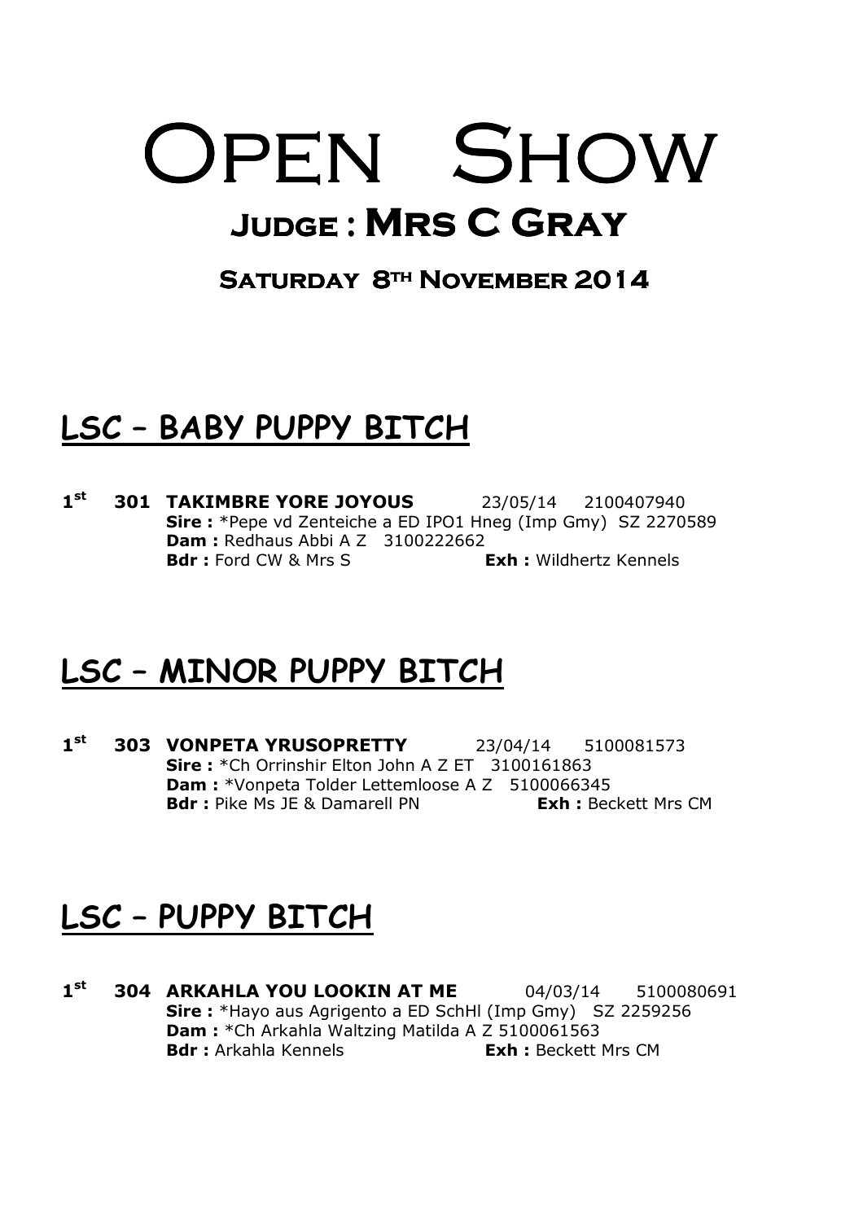# Open Show

## Judge : Mrs C Gray

### Saturday 8th November 2014

## LSC – BABY PUPPY BITCH

**1st** **301 TAKIMBRE YORE JOYOUS** 23/05/14 2100407940
**Sire :** *Pepe vd Zenteiche a ED IPO1 Hneg (Imp Gmy) SZ 2270589
**Dam :** Redhaus Abbi A Z 3100222662
**Bdr :** Ford CW & Mrs S **Exh :** Wildhertz Kennels

## LSC – MINOR PUPPY BITCH

**1st** **303 VONPETA YRUSOPRETTY** 23/04/14 5100081573
**Sire :** *Ch Orrinshir Elton John A Z ET 3100161863
**Dam :** *Vonpeta Tolder Lettemloose A Z 5100066345
**Bdr :** Pike Ms JE & Damarell PN **Exh :** Beckett Mrs CM

## LSC – PUPPY BITCH

**1st** **304 ARKAHLA YOU LOOKIN AT ME** 04/03/14 5100080691
**Sire :** *Hayo aus Agrigento a ED SchHl (Imp Gmy) SZ 2259256
**Dam :** *Ch Arkahla Waltzing Matilda A Z 5100061563
**Bdr :** Arkahla Kennels **Exh :** Beckett Mrs CM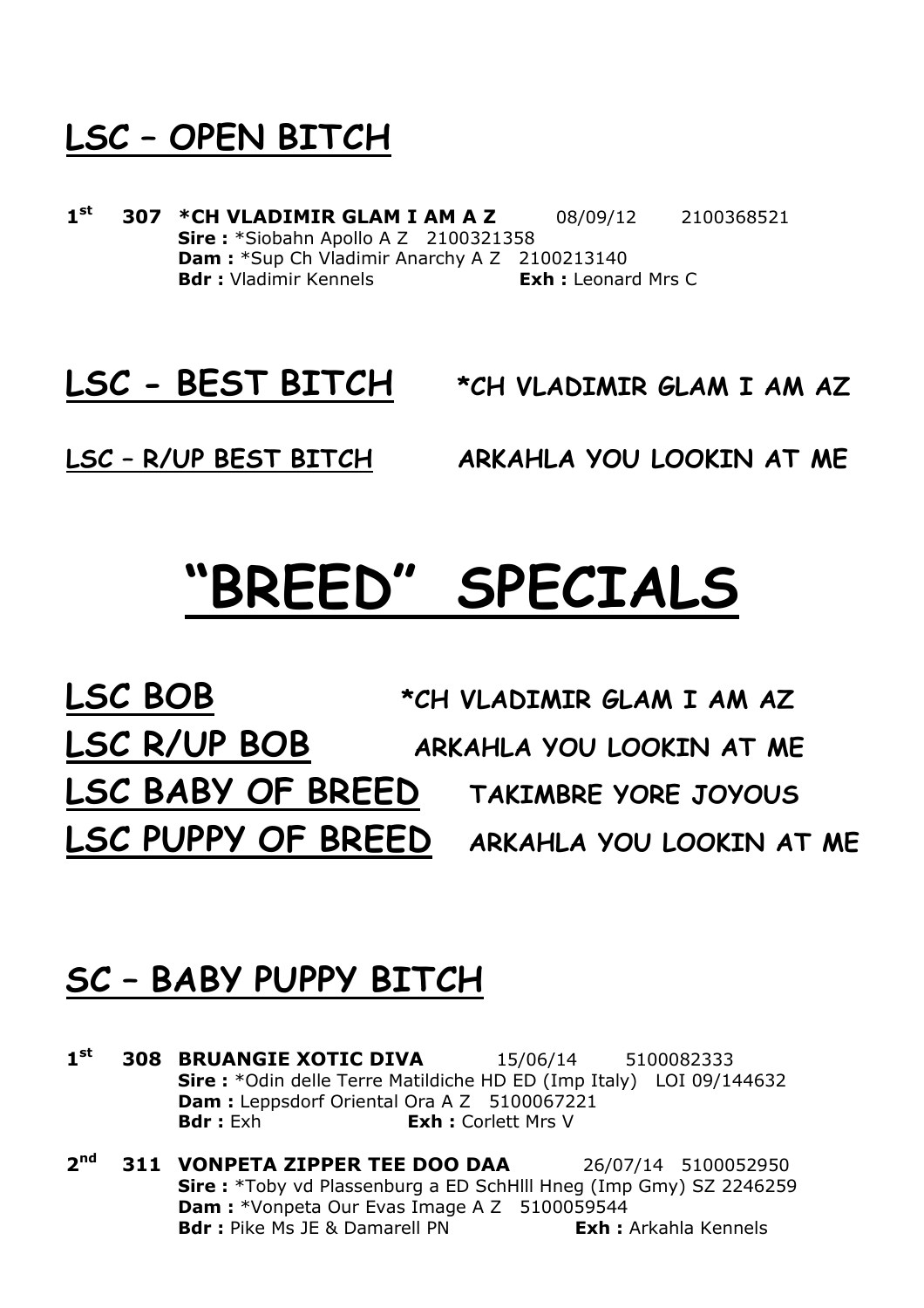## LSC – OPEN BITCH

**1st** **307** **\*CH VLADIMIR GLAM I AM A Z** 08/09/12 2100368521
**Sire :** \*Siobahn Apollo A Z 2100321358
**Dam :** \*Sup Ch Vladimir Anarchy A Z 2100213140
**Bdr :** Vladimir Kennels **Exh :** Leonard Mrs C

## LSC - BEST BITCH **\*CH VLADIMIR GLAM I AM AZ**

**LSC – R/UP BEST BITCH** **ARKAHLA YOU LOOKIN AT ME**

# "BREED" SPECIALS

**LSC BOB** **\*CH VLADIMIR GLAM I AM AZ**

**LSC R/UP BOB** **ARKAHLA YOU LOOKIN AT ME**

**LSC BABY OF BREED** **TAKIMBRE YORE JOYOUS**

**LSC PUPPY OF BREED** **ARKAHLA YOU LOOKIN AT ME**

## SC – BABY PUPPY BITCH

**1st** **308** **BRUANGIE XOTIC DIVA** 15/06/14 5100082333
**Sire :** \*Odin delle Terre Matildiche HD ED (Imp Italy) LOI 09/144632
**Dam :** Leppsdorf Oriental Ora A Z 5100067221
**Bdr :** Exh **Exh :** Corlett Mrs V

**2nd** **311** **VONPETA ZIPPER TEE DOO DAA** 26/07/14 5100052950
**Sire :** \*Toby vd Plassenburg a ED SchHlll Hneg (Imp Gmy) SZ 2246259
**Dam :** \*Vonpeta Our Evas Image A Z 5100059544
**Bdr :** Pike Ms JE & Damarell PN **Exh :** Arkahla Kennels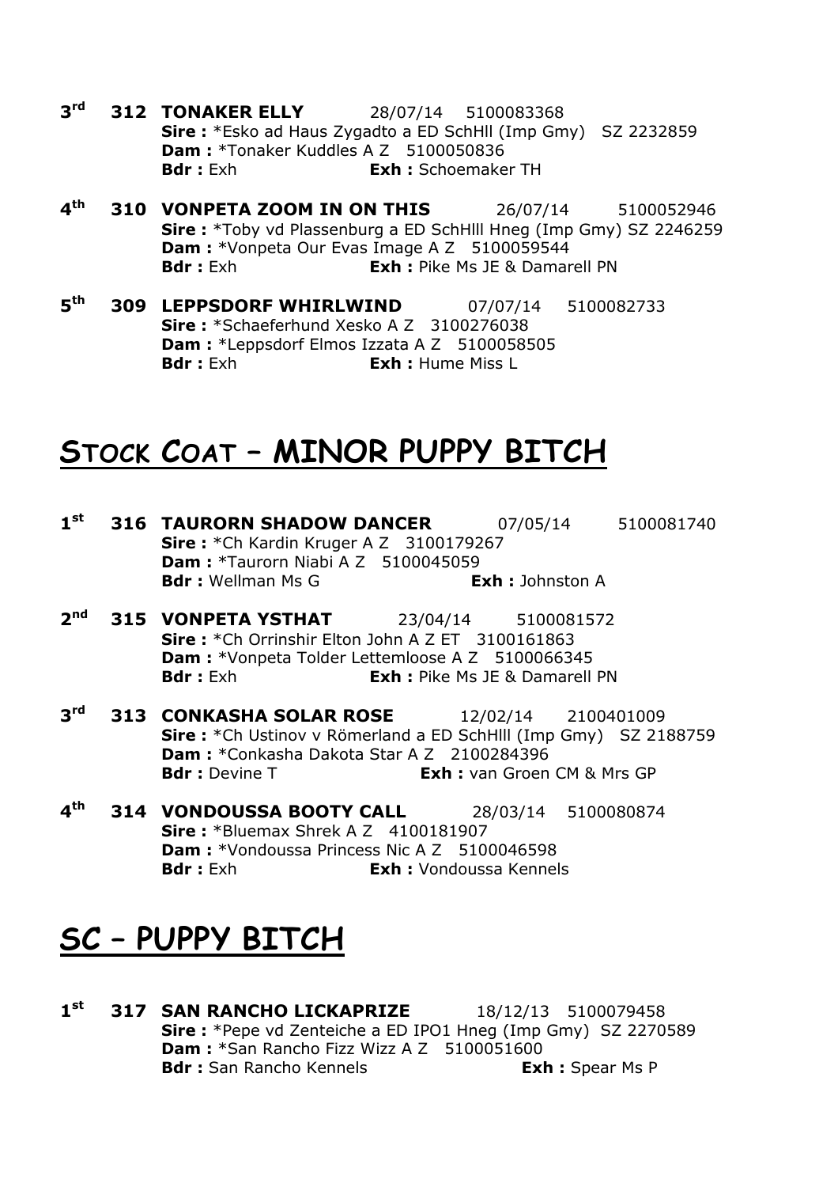**3rd** **312 TONAKER ELLY** 28/07/14 5100083368
**Sire :** *Esko ad Haus Zygadto a ED SchHll (Imp Gmy) SZ 2232859
**Dam :** *Tonaker Kuddles A Z 5100050836
**Bdr :** Exh **Exh :** Schoemaker TH

**4th** **310 VONPETA ZOOM IN ON THIS** 26/07/14 5100052946
**Sire :** *Toby vd Plassenburg a ED SchHlll Hneg (Imp Gmy) SZ 2246259
**Dam :** *Vonpeta Our Evas Image A Z 5100059544
**Bdr :** Exh **Exh :** Pike Ms JE & Damarell PN

**5th** **309 LEPPSDORF WHIRLWIND** 07/07/14 5100082733
**Sire :** *Schaeferhund Xesko A Z 3100276038
**Dam :** *Leppsdorf Elmos Izzata A Z 5100058505
**Bdr :** Exh **Exh :** Hume Miss L

## STOCK COAT – MINOR PUPPY BITCH

**1st** **316 TAURORN SHADOW DANCER** 07/05/14 5100081740
**Sire :** *Ch Kardin Kruger A Z 3100179267
**Dam :** *Taurorn Niabi A Z 5100045059
**Bdr :** Wellman Ms G **Exh :** Johnston A

**2nd** **315 VONPETA YSTHAT** 23/04/14 5100081572
**Sire :** *Ch Orrinshir Elton John A Z ET 3100161863
**Dam :** *Vonpeta Tolder Lettemloose A Z 5100066345
**Bdr :** Exh **Exh :** Pike Ms JE & Damarell PN

**3rd** **313 CONKASHA SOLAR ROSE** 12/02/14 2100401009
**Sire :** *Ch Ustinov v Römerland a ED SchHlll (Imp Gmy) SZ 2188759
**Dam :** *Conkasha Dakota Star A Z 2100284396
**Bdr :** Devine T **Exh :** van Groen CM & Mrs GP

**4th** **314 VONDOUSSA BOOTY CALL** 28/03/14 5100080874
**Sire :** *Bluemax Shrek A Z 4100181907
**Dam :** *Vondoussa Princess Nic A Z 5100046598
**Bdr :** Exh **Exh :** Vondoussa Kennels

## SC – PUPPY BITCH

**1st** **317 SAN RANCHO LICKAPRIZE** 18/12/13 5100079458
**Sire :** *Pepe vd Zenteiche a ED IPO1 Hneg (Imp Gmy) SZ 2270589
**Dam :** *San Rancho Fizz Wizz A Z 5100051600
**Bdr :** San Rancho Kennels **Exh :** Spear Ms P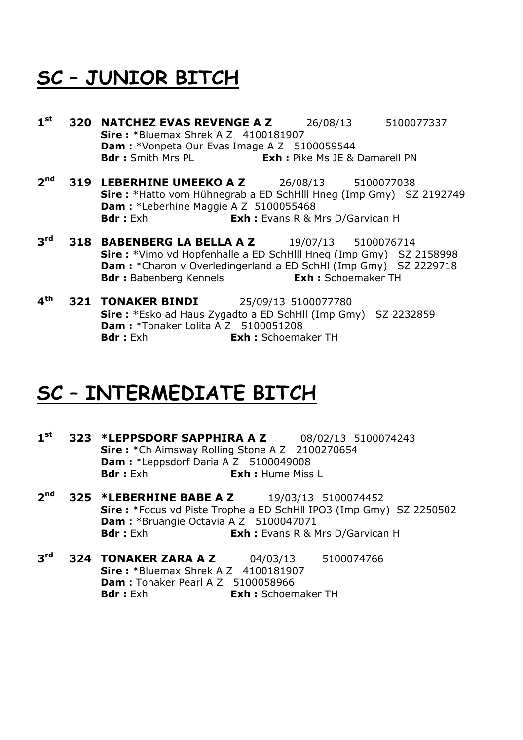# SC – JUNIOR BITCH

**1st** **320 NATCHEZ EVAS REVENGE A Z** 26/08/13 5100077337
**Sire :** *Bluemax Shrek A Z 4100181907
**Dam :** *Vonpeta Our Evas Image A Z 5100059544
**Bdr :** Smith Mrs PL **Exh :** Pike Ms JE & Damarell PN

**2nd** **319 LEBERHINE UMEEKO A Z** 26/08/13 5100077038
**Sire :** *Hatto vom Hühnegrab a ED SchHlll Hneg (Imp Gmy) SZ 2192749
**Dam :** *Leberhine Maggie A Z 5100055468
**Bdr :** Exh **Exh :** Evans R & Mrs D/Garvican H

**3rd** **318 BABENBERG LA BELLA A Z** 19/07/13 5100076714
**Sire :** *Vimo vd Hopfenhalle a ED SchHlll Hneg (Imp Gmy) SZ 2158998
**Dam :** *Charon v Overledingerland a ED SchHl (Imp Gmy) SZ 2229718
**Bdr :** Babenberg Kennels **Exh :** Schoemaker TH

**4th** **321 TONAKER BINDI** 25/09/13 5100077780
**Sire :** *Esko ad Haus Zygadto a ED SchHll (Imp Gmy) SZ 2232859
**Dam :** *Tonaker Lolita A Z 5100051208
**Bdr :** Exh **Exh :** Schoemaker TH

# SC – INTERMEDIATE BITCH

**1st** **323 *LEPPSDORF SAPPHIRA A Z** 08/02/13 5100074243
**Sire :** *Ch Aimsway Rolling Stone A Z 2100270654
**Dam :** *Leppsdorf Daria A Z 5100049008
**Bdr :** Exh **Exh :** Hume Miss L

**2nd** **325 *LEBERHINE BABE A Z** 19/03/13 5100074452
**Sire :** *Focus vd Piste Trophe a ED SchHll IPO3 (Imp Gmy) SZ 2250502
**Dam :** *Bruangie Octavia A Z 5100047071
**Bdr :** Exh **Exh :** Evans R & Mrs D/Garvican H

**3rd** **324 TONAKER ZARA A Z** 04/03/13 5100074766
**Sire :** *Bluemax Shrek A Z 4100181907
**Dam :** Tonaker Pearl A Z 5100058966
**Bdr :** Exh **Exh :** Schoemaker TH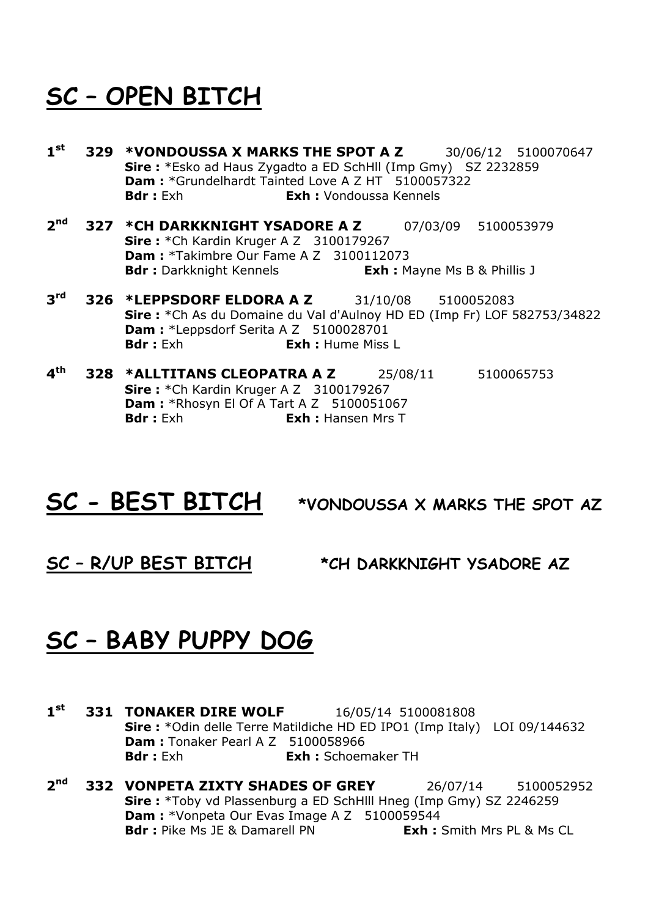# SC – OPEN BITCH

**1st** **329** **\*VONDOUSSA X MARKS THE SPOT A Z** 30/06/12 5100070647
**Sire :** *Esko ad Haus Zygadto a ED SchHll (Imp Gmy) SZ 2232859
**Dam :** *Grundelhardt Tainted Love A Z HT 5100057322
**Bdr :** Exh **Exh :** Vondoussa Kennels

**2nd** **327** **\*CH DARKKNIGHT YSADORE A Z** 07/03/09 5100053979
**Sire :** *Ch Kardin Kruger A Z 3100179267
**Dam :** *Takimbre Our Fame A Z 3100112073
**Bdr :** Darkknight Kennels **Exh :** Mayne Ms B & Phillis J

**3rd** **326** **\*LEPPSDORF ELDORA A Z** 31/10/08 5100052083
**Sire :** *Ch As du Domaine du Val d'Aulnoy HD ED (Imp Fr) LOF 582753/34822
**Dam :** *Leppsdorf Serita A Z 5100028701
**Bdr :** Exh **Exh :** Hume Miss L

**4th** **328** **\*ALLTITANS CLEOPATRA A Z** 25/08/11 5100065753
**Sire :** *Ch Kardin Kruger A Z 3100179267
**Dam :** *Rhosyn El Of A Tart A Z 5100051067
**Bdr :** Exh **Exh :** Hansen Mrs T

# SC - BEST BITCH **\*VONDOUSSA X MARKS THE SPOT AZ**

## SC – R/UP BEST BITCH **\*CH DARKKNIGHT YSADORE AZ**

# SC – BABY PUPPY DOG

**1st** **331** **TONAKER DIRE WOLF** 16/05/14 5100081808
**Sire :** *Odin delle Terre Matildiche HD ED IPO1 (Imp Italy) LOI 09/144632
**Dam :** Tonaker Pearl A Z 5100058966
**Bdr :** Exh **Exh :** Schoemaker TH

**2nd** **332** **VONPETA ZIXTY SHADES OF GREY** 26/07/14 5100052952
**Sire :** *Toby vd Plassenburg a ED SchHlll Hneg (Imp Gmy) SZ 2246259
**Dam :** *Vonpeta Our Evas Image A Z 5100059544
**Bdr :** Pike Ms JE & Damarell PN **Exh :** Smith Mrs PL & Ms CL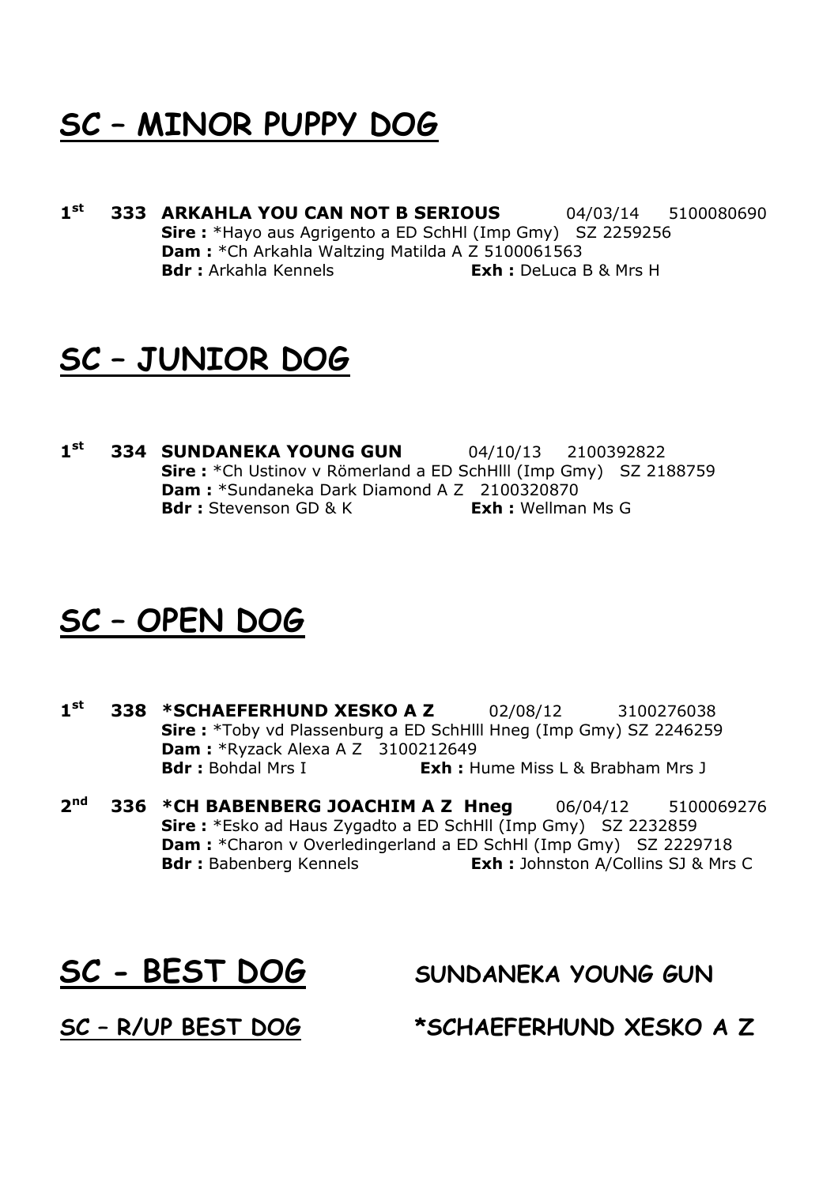# SC – MINOR PUPPY DOG

**1st** **333 ARKAHLA YOU CAN NOT B SERIOUS** 04/03/14 5100080690
**Sire :** *Hayo aus Agrigento a ED SchHl (Imp Gmy) SZ 2259256
**Dam :** *Ch Arkahla Waltzing Matilda A Z 5100061563
**Bdr :** Arkahla Kennels **Exh :** DeLuca B & Mrs H

# SC – JUNIOR DOG

**1st** **334 SUNDANEKA YOUNG GUN** 04/10/13 2100392822
**Sire :** *Ch Ustinov v Römerland a ED SchHlll (Imp Gmy) SZ 2188759
**Dam :** *Sundaneka Dark Diamond A Z 2100320870
**Bdr :** Stevenson GD & K **Exh :** Wellman Ms G

# SC – OPEN DOG

**1st** **338 *SCHAEFERHUND XESKO A Z** 02/08/12 3100276038
**Sire :** *Toby vd Plassenburg a ED SchHlll Hneg (Imp Gmy) SZ 2246259
**Dam :** *Ryzack Alexa A Z 3100212649
**Bdr :** Bohdal Mrs I **Exh :** Hume Miss L & Brabham Mrs J

**2nd** **336 *CH BABENBERG JOACHIM A Z Hneg** 06/04/12 5100069276
**Sire :** *Esko ad Haus Zygadto a ED SchHll (Imp Gmy) SZ 2232859
**Dam :** *Charon v Overledingerland a ED SchHl (Imp Gmy) SZ 2229718
**Bdr :** Babenberg Kennels **Exh :** Johnston A/Collins SJ & Mrs C

# SC - BEST DOG SUNDANEKA YOUNG GUN

## SC – R/UP BEST DOG *SCHAEFERHUND XESKO A Z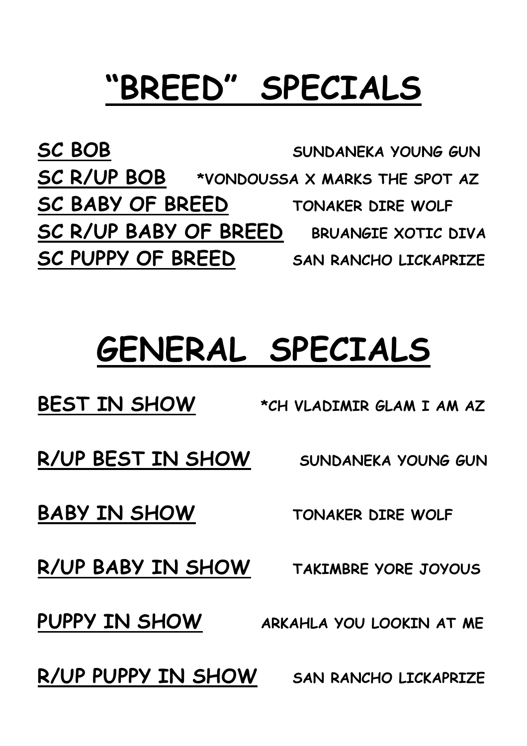# "BREED" SPECIALS

**SC BOB** SUNDANEKA YOUNG GUN

**SC R/UP BOB** *VONDOUSSA X MARKS THE SPOT AZ

**SC BABY OF BREED** TONAKER DIRE WOLF

**SC R/UP BABY OF BREED** BRUANGIE XOTIC DIVA

**SC PUPPY OF BREED** SAN RANCHO LICKAPRIZE

# GENERAL SPECIALS

**BEST IN SHOW** *CH VLADIMIR GLAM I AM AZ

**R/UP BEST IN SHOW** SUNDANEKA YOUNG GUN

**BABY IN SHOW** TONAKER DIRE WOLF

**R/UP BABY IN SHOW** TAKIMBRE YORE JOYOUS

**PUPPY IN SHOW** ARKAHLA YOU LOOKIN AT ME

**R/UP PUPPY IN SHOW** SAN RANCHO LICKAPRIZE